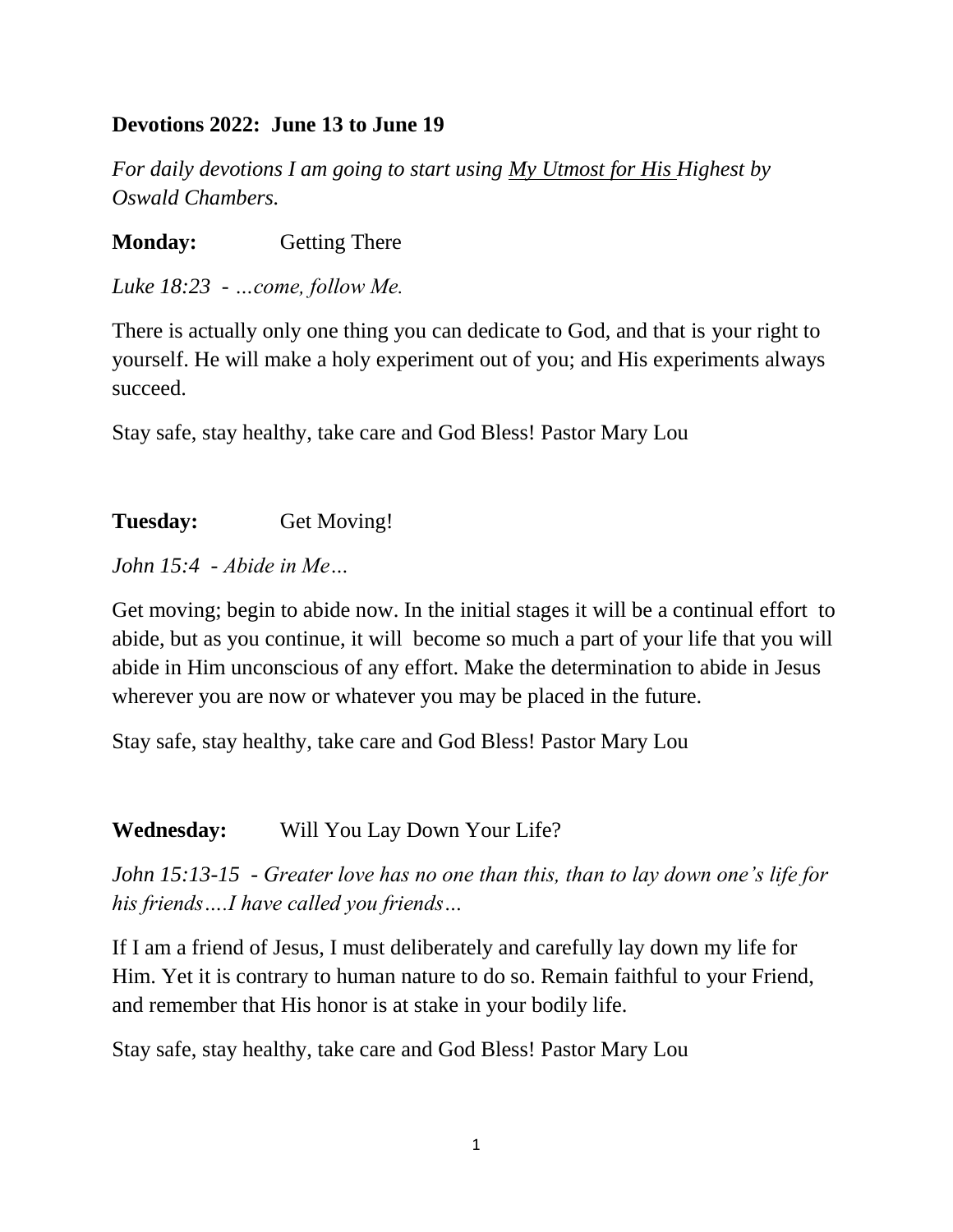**Devotions 2022: June 13 to June 19**

*For daily devotions I am going to start using My Utmost for His Highest by Oswald Chambers.*

**Monday:** Getting There

*Luke 18:23 - …come, follow Me.*

There is actually only one thing you can dedicate to God, and that is your right to yourself. He will make a holy experiment out of you; and His experiments always succeed.

Stay safe, stay healthy, take care and God Bless! Pastor Mary Lou

**Tuesday:** Get Moving!

*John 15:4 - Abide in Me…*

Get moving; begin to abide now. In the initial stages it will be a continual effort to abide, but as you continue, it will become so much a part of your life that you will abide in Him unconscious of any effort. Make the determination to abide in Jesus wherever you are now or whatever you may be placed in the future.

Stay safe, stay healthy, take care and God Bless! Pastor Mary Lou

**Wednesday:** Will You Lay Down Your Life?

*John 15:13-15 - Greater love has no one than this, than to lay down one's life for his friends….I have called you friends…*

If I am a friend of Jesus, I must deliberately and carefully lay down my life for Him. Yet it is contrary to human nature to do so. Remain faithful to your Friend, and remember that His honor is at stake in your bodily life.

Stay safe, stay healthy, take care and God Bless! Pastor Mary Lou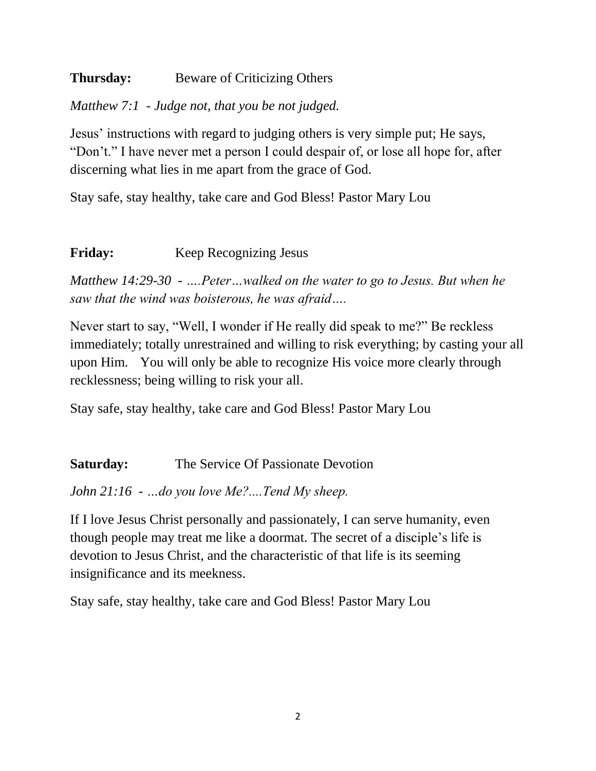**Thursday:** Beware of Criticizing Others

*Matthew 7:1 - Judge not, that you be not judged.*

Jesus' instructions with regard to judging others is very simple put; He says, "Don't." I have never met a person I could despair of, or lose all hope for, after discerning what lies in me apart from the grace of God.

Stay safe, stay healthy, take care and God Bless! Pastor Mary Lou

**Friday:** Keep Recognizing Jesus

*Matthew 14:29-30 - ….Peter…walked on the water to go to Jesus. But when he saw that the wind was boisterous, he was afraid….*

Never start to say, "Well, I wonder if He really did speak to me?" Be reckless immediately; totally unrestrained and willing to risk everything; by casting your all upon Him. You will only be able to recognize His voice more clearly through recklessness; being willing to risk your all.

Stay safe, stay healthy, take care and God Bless! Pastor Mary Lou

**Saturday:** The Service Of Passionate Devotion

*John 21:16 - …do you love Me?....Tend My sheep.*

If I love Jesus Christ personally and passionately, I can serve humanity, even though people may treat me like a doormat. The secret of a disciple's life is devotion to Jesus Christ, and the characteristic of that life is its seeming insignificance and its meekness.

Stay safe, stay healthy, take care and God Bless! Pastor Mary Lou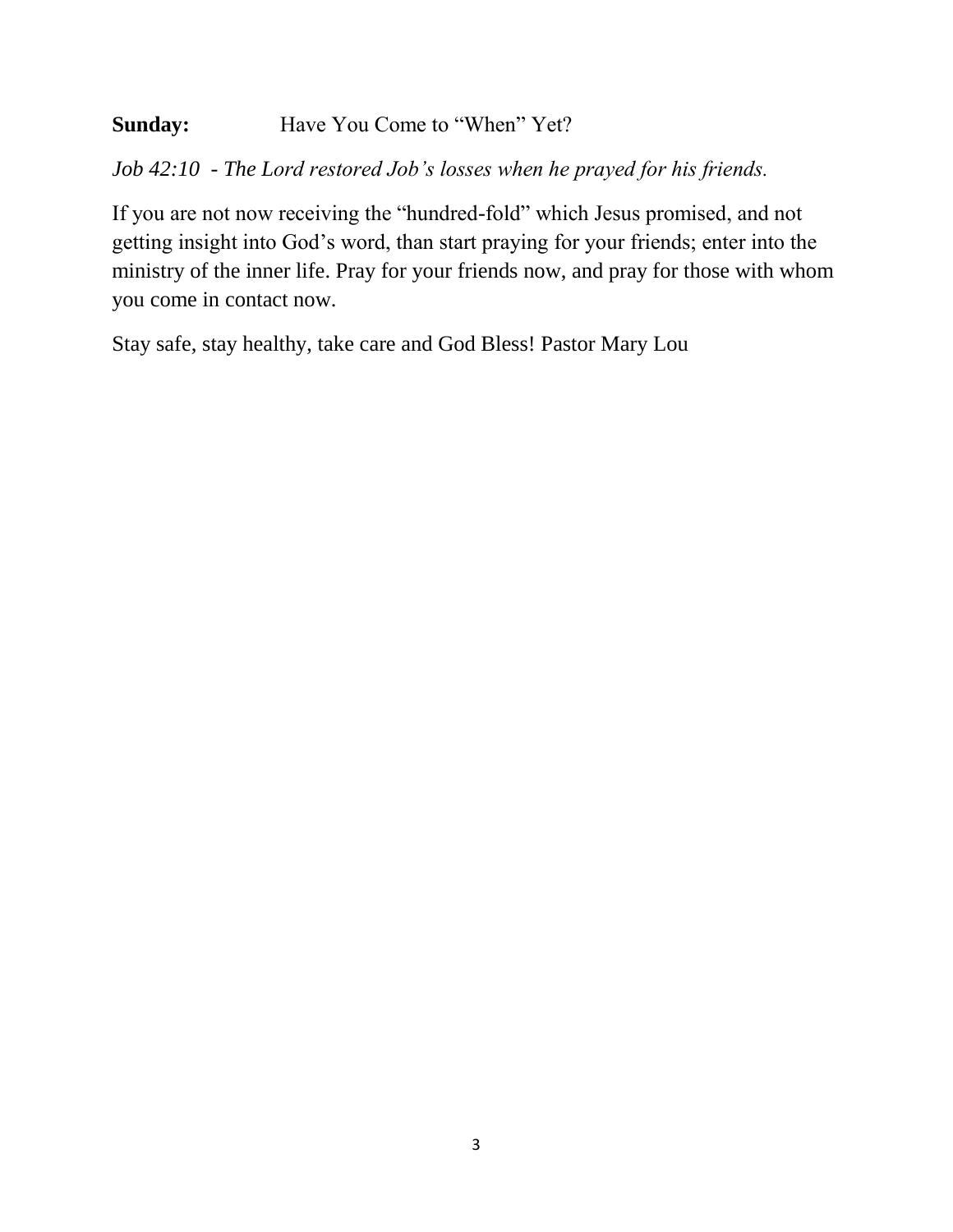**Sunday:** Have You Come to "When" Yet?

*Job 42:10 - The Lord restored Job's losses when he prayed for his friends.*

If you are not now receiving the "hundred-fold" which Jesus promised, and not getting insight into God's word, than start praying for your friends; enter into the ministry of the inner life. Pray for your friends now, and pray for those with whom you come in contact now.

Stay safe, stay healthy, take care and God Bless! Pastor Mary Lou